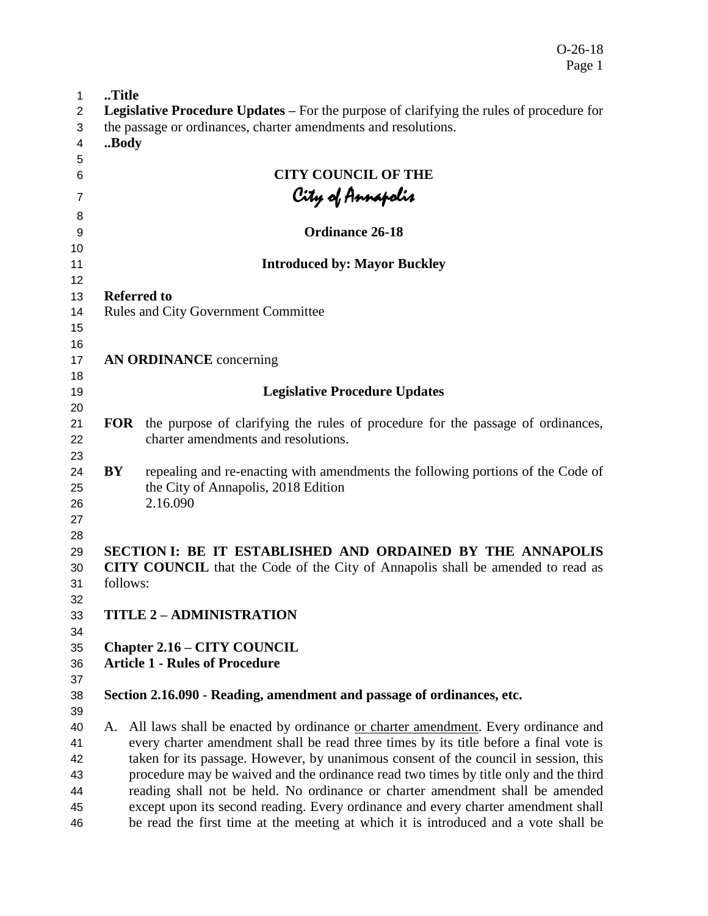**..Title**

**Legislative Procedure Updates –** For the purpose of clarifying the rules of procedure for the passage or ordinances, charter amendments and resolutions.

**..Body**

**CITY COUNCIL OF THE**

*City of Annapolis*

**Ordinance 26-18**

**Introduced by: Mayor Buckley**

**Referred to**

Rules and City Government Committee

**AN ORDINANCE** concerning

**Legislative Procedure Updates**

**FOR** the purpose of clarifying the rules of procedure for the passage of ordinances, charter amendments and resolutions.

**BY** repealing and re-enacting with amendments the following portions of the Code of the City of Annapolis, 2018 Edition
2.16.090

**SECTION I: BE IT ESTABLISHED AND ORDAINED BY THE ANNAPOLIS CITY COUNCIL** that the Code of the City of Annapolis shall be amended to read as follows:

**TITLE 2 – ADMINISTRATION**

**Chapter 2.16 – CITY COUNCIL**
**Article 1 - Rules of Procedure**

**Section 2.16.090 - Reading, amendment and passage of ordinances, etc.**

A. All laws shall be enacted by ordinance <u>or charter amendment</u>. Every ordinance and every charter amendment shall be read three times by its title before a final vote is taken for its passage. However, by unanimous consent of the council in session, this procedure may be waived and the ordinance read two times by title only and the third reading shall not be held. No ordinance or charter amendment shall be amended except upon its second reading. Every ordinance and every charter amendment shall be read the first time at the meeting at which it is introduced and a vote shall be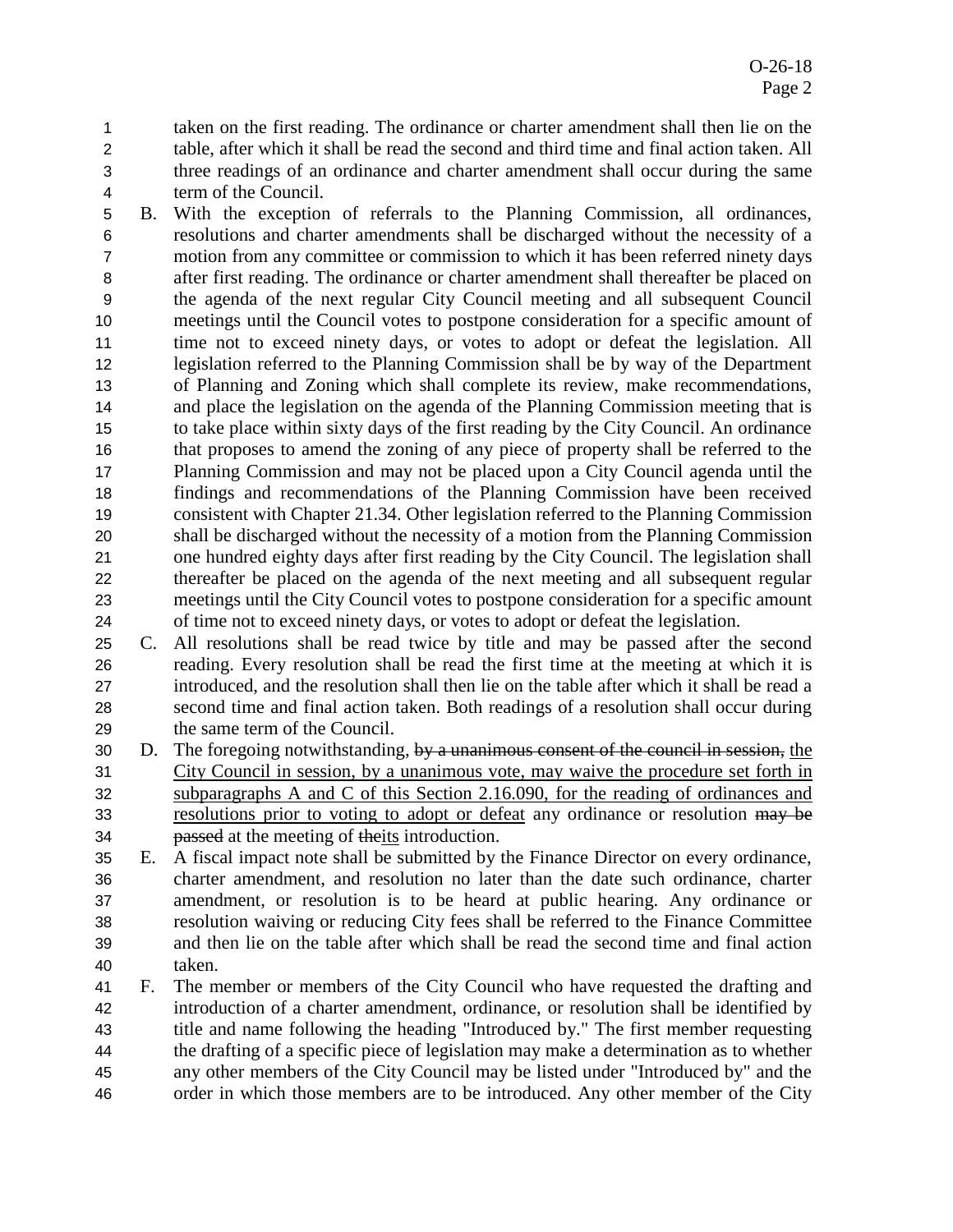taken on the first reading. The ordinance or charter amendment shall then lie on the table, after which it shall be read the second and third time and final action taken. All three readings of an ordinance and charter amendment shall occur during the same term of the Council.

B. With the exception of referrals to the Planning Commission, all ordinances, resolutions and charter amendments shall be discharged without the necessity of a motion from any committee or commission to which it has been referred ninety days after first reading. The ordinance or charter amendment shall thereafter be placed on the agenda of the next regular City Council meeting and all subsequent Council meetings until the Council votes to postpone consideration for a specific amount of time not to exceed ninety days, or votes to adopt or defeat the legislation. All legislation referred to the Planning Commission shall be by way of the Department of Planning and Zoning which shall complete its review, make recommendations, and place the legislation on the agenda of the Planning Commission meeting that is to take place within sixty days of the first reading by the City Council. An ordinance that proposes to amend the zoning of any piece of property shall be referred to the Planning Commission and may not be placed upon a City Council agenda until the findings and recommendations of the Planning Commission have been received consistent with Chapter 21.34. Other legislation referred to the Planning Commission shall be discharged without the necessity of a motion from the Planning Commission one hundred eighty days after first reading by the City Council. The legislation shall thereafter be placed on the agenda of the next meeting and all subsequent regular meetings until the City Council votes to postpone consideration for a specific amount of time not to exceed ninety days, or votes to adopt or defeat the legislation.

C. All resolutions shall be read twice by title and may be passed after the second reading. Every resolution shall be read the first time at the meeting at which it is introduced, and the resolution shall then lie on the table after which it shall be read a second time and final action taken. Both readings of a resolution shall occur during the same term of the Council.

D. The foregoing notwithstanding, ~~by a unanimous consent of the council in session,~~ <u>the City Council in session, by a unanimous vote, may waive the procedure set forth in subparagraphs A and C of this Section 2.16.090, for the reading of ordinances and resolutions prior to voting to adopt or defeat</u> any ordinance or resolution ~~may be passed~~ at the meeting of ~~the~~<u>its</u> introduction.

E. A fiscal impact note shall be submitted by the Finance Director on every ordinance, charter amendment, and resolution no later than the date such ordinance, charter amendment, or resolution is to be heard at public hearing. Any ordinance or resolution waiving or reducing City fees shall be referred to the Finance Committee and then lie on the table after which shall be read the second time and final action taken.

F. The member or members of the City Council who have requested the drafting and introduction of a charter amendment, ordinance, or resolution shall be identified by title and name following the heading "Introduced by." The first member requesting the drafting of a specific piece of legislation may make a determination as to whether any other members of the City Council may be listed under "Introduced by" and the order in which those members are to be introduced. Any other member of the City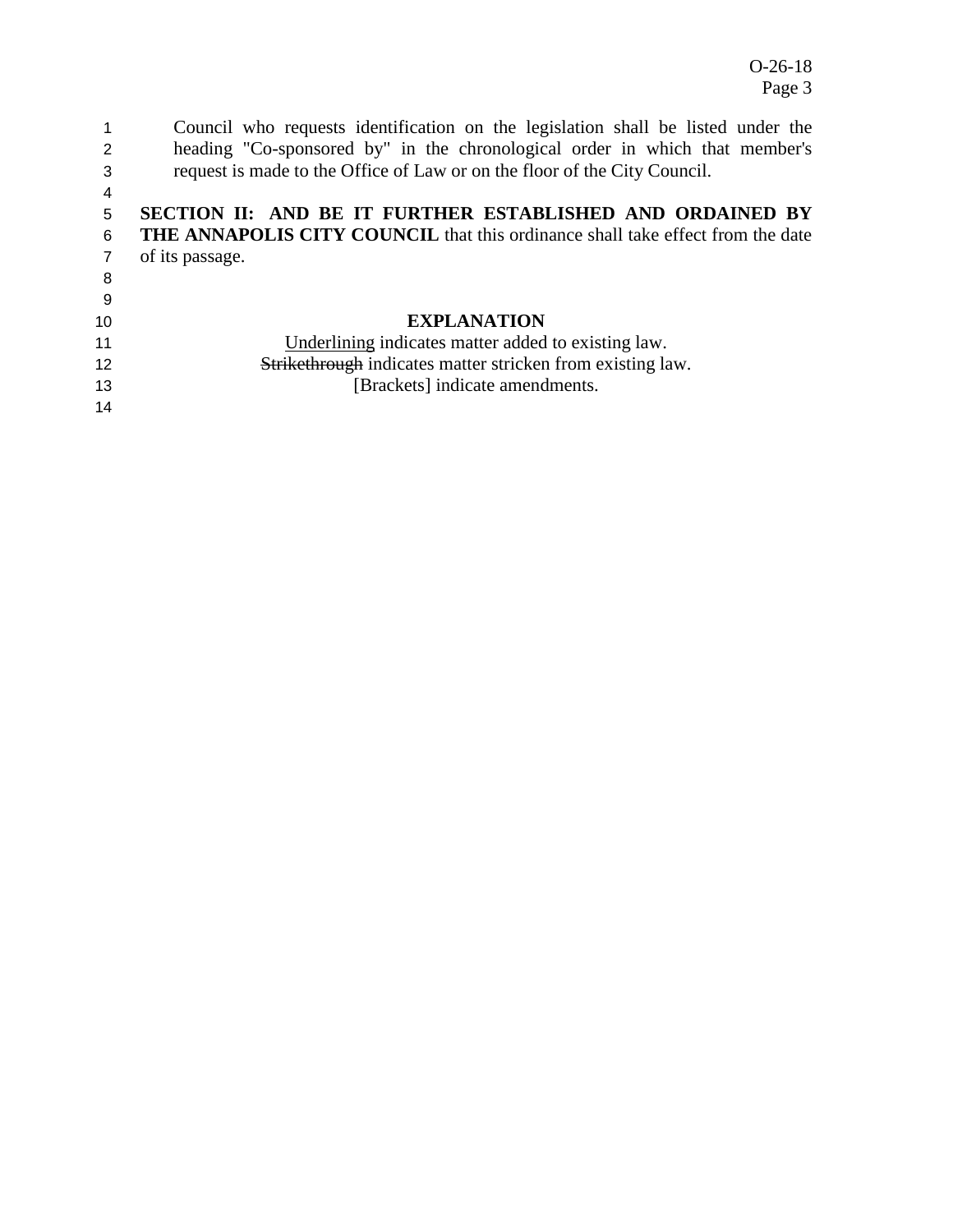Council who requests identification on the legislation shall be listed under the heading "Co-sponsored by" in the chronological order in which that member's request is made to the Office of Law or on the floor of the City Council.

**SECTION II: AND BE IT FURTHER ESTABLISHED AND ORDAINED BY THE ANNAPOLIS CITY COUNCIL** that this ordinance shall take effect from the date of its passage.

**EXPLANATION**

<u>Underlining</u> indicates matter added to existing law.

~~Strikethrough~~ indicates matter stricken from existing law.

[Brackets] indicate amendments.